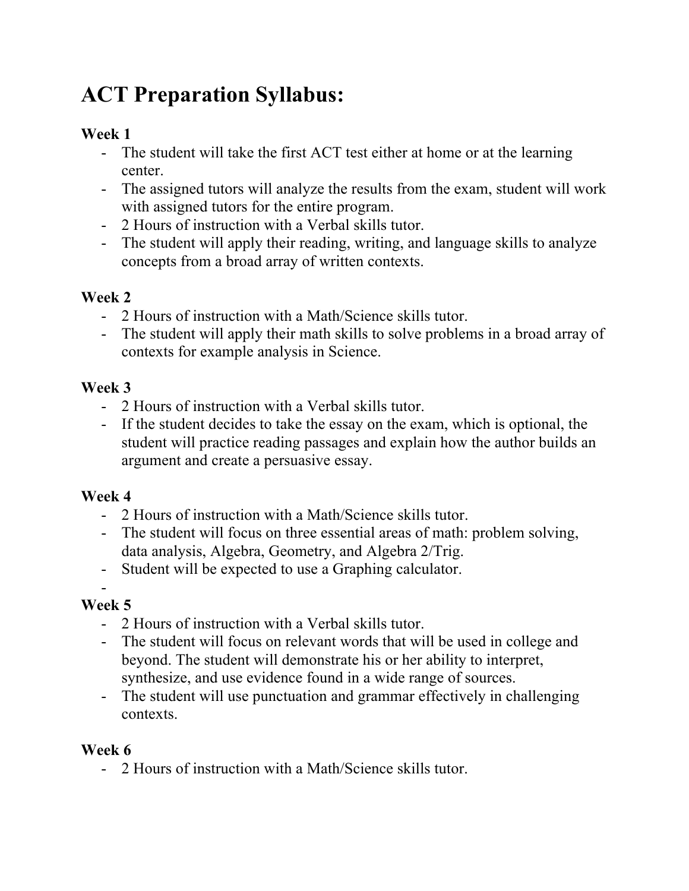# ACT Preparation Syllabus:

**Week 1**

- The student will take the first ACT test either at home or at the learning center.
- The assigned tutors will analyze the results from the exam, student will work with assigned tutors for the entire program.
- 2 Hours of instruction with a Verbal skills tutor.
- The student will apply their reading, writing, and language skills to analyze concepts from a broad array of written contexts.

**Week 2**

- 2 Hours of instruction with a Math/Science skills tutor.
- The student will apply their math skills to solve problems in a broad array of contexts for example analysis in Science.

**Week 3**

- 2 Hours of instruction with a Verbal skills tutor.
- If the student decides to take the essay on the exam, which is optional, the student will practice reading passages and explain how the author builds an argument and create a persuasive essay.

**Week 4**

- 2 Hours of instruction with a Math/Science skills tutor.
- The student will focus on three essential areas of math: problem solving, data analysis, Algebra, Geometry, and Algebra 2/Trig.
- Student will be expected to use a Graphing calculator.
-

**Week 5**

- 2 Hours of instruction with a Verbal skills tutor.
- The student will focus on relevant words that will be used in college and beyond. The student will demonstrate his or her ability to interpret, synthesize, and use evidence found in a wide range of sources.
- The student will use punctuation and grammar effectively in challenging contexts.

**Week 6**

- 2 Hours of instruction with a Math/Science skills tutor.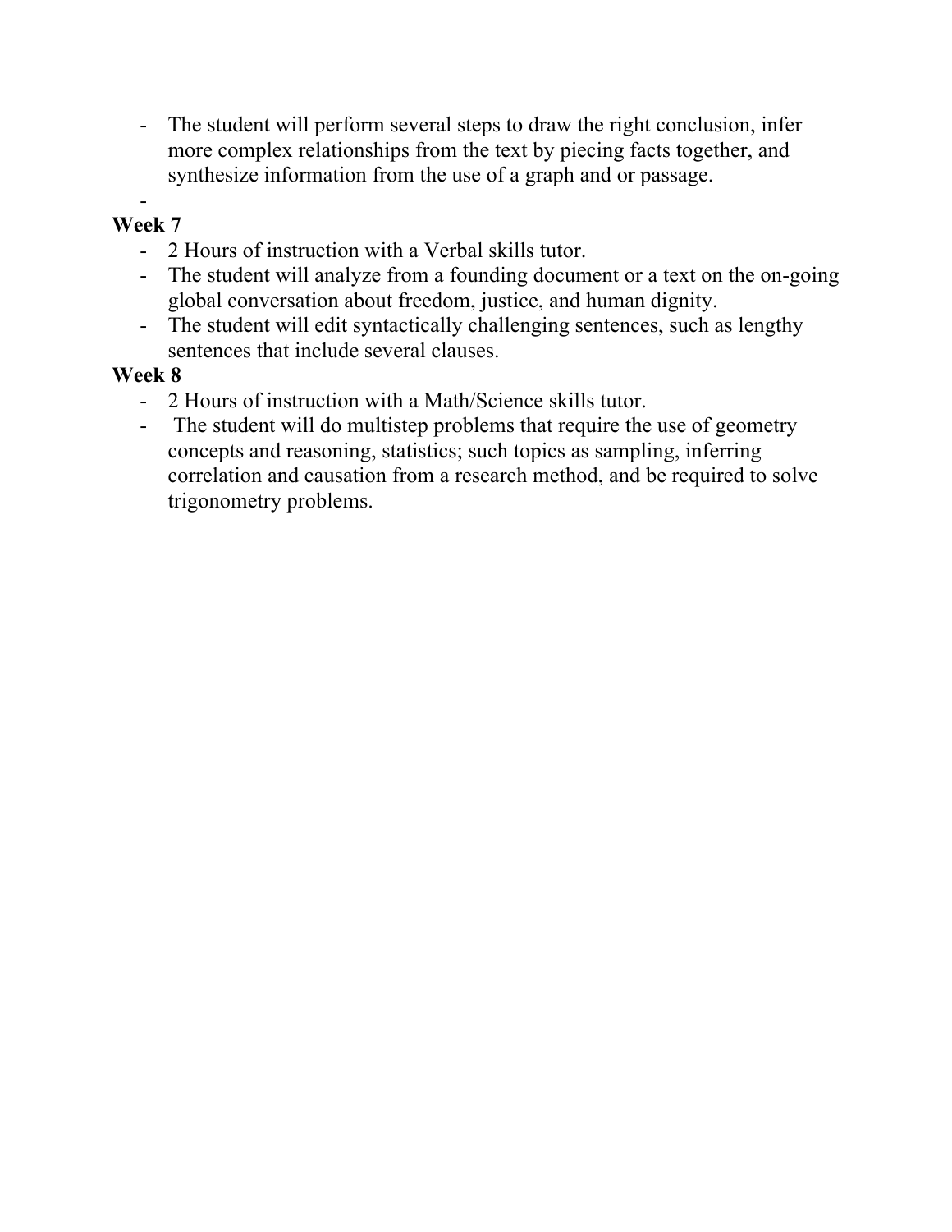- The student will perform several steps to draw the right conclusion, infer more complex relationships from the text by piecing facts together, and synthesize information from the use of a graph and or passage.
-

**Week 7**

- 2 Hours of instruction with a Verbal skills tutor.
- The student will analyze from a founding document or a text on the on-going global conversation about freedom, justice, and human dignity.
- The student will edit syntactically challenging sentences, such as lengthy sentences that include several clauses.

**Week 8**

- 2 Hours of instruction with a Math/Science skills tutor.
- The student will do multistep problems that require the use of geometry concepts and reasoning, statistics; such topics as sampling, inferring correlation and causation from a research method, and be required to solve trigonometry problems.